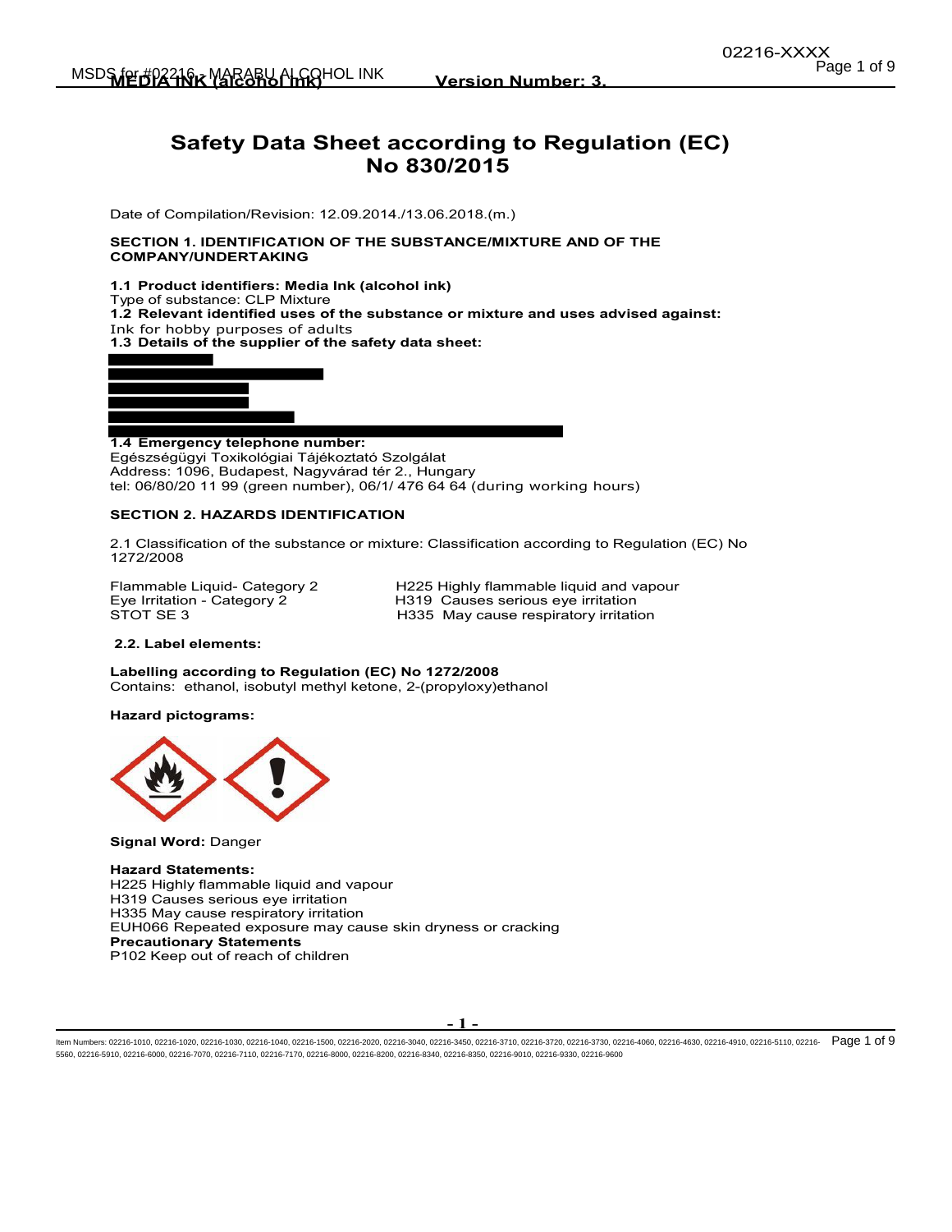# Safety Data Sheet according to Regulation (EC) No 830/2015

Date of Compilation/Revision: 12.09.2014./13.06.2018.(m.)

## SECTION 1. IDENTIFICATION OF THE SUBSTANCE/MIXTURE AND OF THE COMPANY/UNDERTAKING

**1.1 Product identifiers: Media Ink (alcohol ink)**
Type of substance: CLP Mixture
**1.2 Relevant identified uses of the substance or mixture and uses advised against:**
Ink for hobby purposes of adults
**1.3 Details of the supplier of the safety data sheet:**

**1.4 Emergency telephone number:**
Egészségügyi Toxikológiai Tájékoztató Szolgálat
Address: 1096, Budapest, Nagyvárad tér 2., Hungary
tel: 06/80/20 11 99 (green number), 06/1/ 476 64 64 (during working hours)

## SECTION 2. HAZARDS IDENTIFICATION

2.1 Classification of the substance or mixture: Classification according to Regulation (EC) No 1272/2008

| | |
|---|---|
| Flammable Liquid- Category 2 | H225 Highly flammable liquid and vapour |
| Eye Irritation - Category 2 | H319 Causes serious eye irritation |
| STOT SE 3 | H335 May cause respiratory irritation |

**2.2. Label elements:**

**Labelling according to Regulation (EC) No 1272/2008**
Contains: ethanol, isobutyl methyl ketone, 2-(propyloxy)ethanol

**Hazard pictograms:**

**Signal Word:** Danger

**Hazard Statements:**
H225 Highly flammable liquid and vapour
H319 Causes serious eye irritation
H335 May cause respiratory irritation
EUH066 Repeated exposure may cause skin dryness or cracking
**Precautionary Statements**
P102 Keep out of reach of children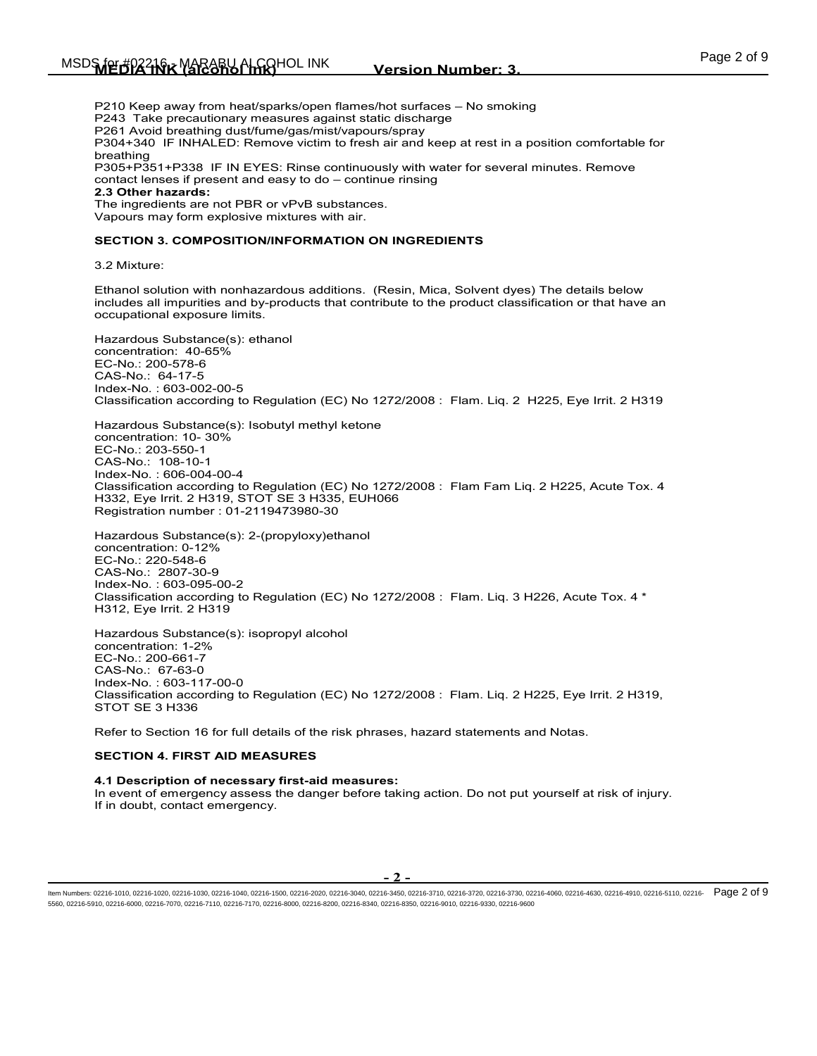P210 Keep away from heat/sparks/open flames/hot surfaces – No smoking
P243 Take precautionary measures against static discharge
P261 Avoid breathing dust/fume/gas/mist/vapours/spray
P304+340 IF INHALED: Remove victim to fresh air and keep at rest in a position comfortable for breathing
P305+P351+P338 IF IN EYES: Rinse continuously with water for several minutes. Remove contact lenses if present and easy to do – continue rinsing

**2.3 Other hazards:**
The ingredients are not PBR or vPvB substances.
Vapours may form explosive mixtures with air.

**SECTION 3. COMPOSITION/INFORMATION ON INGREDIENTS**

3.2 Mixture:

Ethanol solution with nonhazardous additions. (Resin, Mica, Solvent dyes) The details below includes all impurities and by-products that contribute to the product classification or that have an occupational exposure limits.

Hazardous Substance(s): ethanol
concentration: 40-65%
EC-No.: 200-578-6
CAS-No.: 64-17-5
Index-No. : 603-002-00-5
Classification according to Regulation (EC) No 1272/2008 : Flam. Liq. 2 H225, Eye Irrit. 2 H319

Hazardous Substance(s): Isobutyl methyl ketone
concentration: 10- 30%
EC-No.: 203-550-1
CAS-No.: 108-10-1
Index-No. : 606-004-00-4
Classification according to Regulation (EC) No 1272/2008 : Flam Fam Liq. 2 H225, Acute Tox. 4 H332, Eye Irrit. 2 H319, STOT SE 3 H335, EUH066
Registration number : 01-2119473980-30

Hazardous Substance(s): 2-(propyloxy)ethanol
concentration: 0-12%
EC-No.: 220-548-6
CAS-No.: 2807-30-9
Index-No. : 603-095-00-2
Classification according to Regulation (EC) No 1272/2008 : Flam. Liq. 3 H226, Acute Tox. 4 * H312, Eye Irrit. 2 H319

Hazardous Substance(s): isopropyl alcohol
concentration: 1-2%
EC-No.: 200-661-7
CAS-No.: 67-63-0
Index-No. : 603-117-00-0
Classification according to Regulation (EC) No 1272/2008 : Flam. Liq. 2 H225, Eye Irrit. 2 H319, STOT SE 3 H336

Refer to Section 16 for full details of the risk phrases, hazard statements and Notas.

**SECTION 4. FIRST AID MEASURES**

**4.1 Description of necessary first-aid measures:**
In event of emergency assess the danger before taking action. Do not put yourself at risk of injury. If in doubt, contact emergency.

Item Numbers: 02216-1010, 02216-1020, 02216-1030, 02216-1040, 02216-1500, 02216-2020, 02216-3040, 02216-3450, 02216-3710, 02216-3720, 02216-3730, 02216-4060, 02216-4630, 02216-4910, 02216-5110, 02216-5560, 02216-5910, 02216-6000, 02216-7070, 02216-7110, 02216-7170, 02216-8000, 02216-8200, 02216-8340, 02216-8350, 02216-9010, 02216-9330, 02216-9600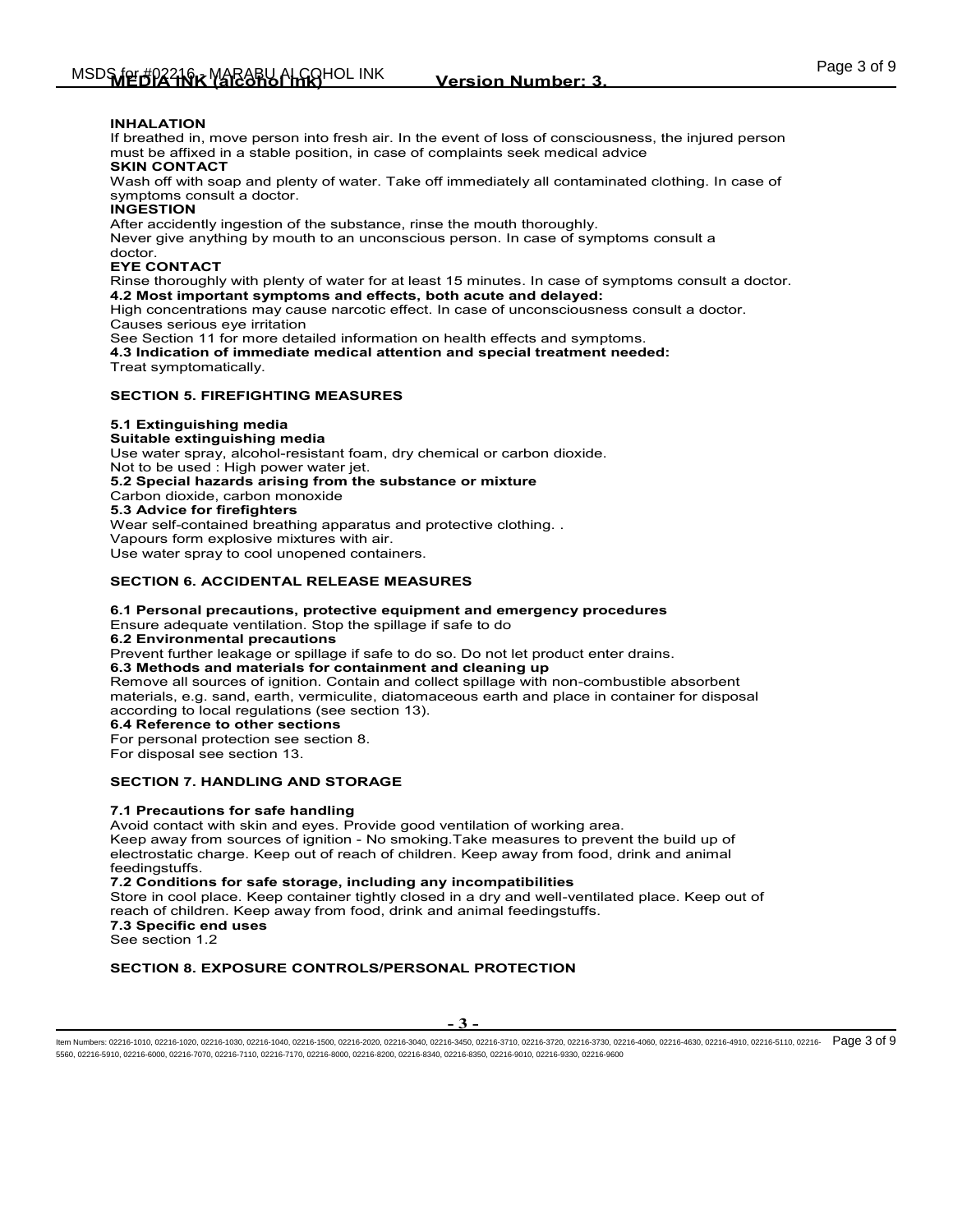**INHALATION**

If breathed in, move person into fresh air. In the event of loss of consciousness, the injured person must be affixed in a stable position, in case of complaints seek medical advice

**SKIN CONTACT**

Wash off with soap and plenty of water. Take off immediately all contaminated clothing. In case of symptoms consult a doctor.

**INGESTION**

After accidently ingestion of the substance, rinse the mouth thoroughly.
Never give anything by mouth to an unconscious person. In case of symptoms consult a doctor.

**EYE CONTACT**

Rinse thoroughly with plenty of water for at least 15 minutes. In case of symptoms consult a doctor.

**4.2 Most important symptoms and effects, both acute and delayed:**

High concentrations may cause narcotic effect. In case of unconsciousness consult a doctor.
Causes serious eye irritation
See Section 11 for more detailed information on health effects and symptoms.

**4.3 Indication of immediate medical attention and special treatment needed:**

Treat symptomatically.

## SECTION 5. FIREFIGHTING MEASURES

**5.1 Extinguishing media**

**Suitable extinguishing media**

Use water spray, alcohol-resistant foam, dry chemical or carbon dioxide.
Not to be used : High power water jet.

**5.2 Special hazards arising from the substance or mixture**

Carbon dioxide, carbon monoxide

**5.3 Advice for firefighters**

Wear self-contained breathing apparatus and protective clothing. .
Vapours form explosive mixtures with air.
Use water spray to cool unopened containers.

## SECTION 6. ACCIDENTAL RELEASE MEASURES

**6.1 Personal precautions, protective equipment and emergency procedures**

Ensure adequate ventilation. Stop the spillage if safe to do

**6.2 Environmental precautions**

Prevent further leakage or spillage if safe to do so. Do not let product enter drains.

**6.3 Methods and materials for containment and cleaning up**

Remove all sources of ignition. Contain and collect spillage with non-combustible absorbent materials, e.g. sand, earth, vermiculite, diatomaceous earth and place in container for disposal according to local regulations (see section 13).

**6.4 Reference to other sections**

For personal protection see section 8.
For disposal see section 13.

## SECTION 7. HANDLING AND STORAGE

**7.1 Precautions for safe handling**

Avoid contact with skin and eyes. Provide good ventilation of working area.
Keep away from sources of ignition - No smoking.Take measures to prevent the build up of electrostatic charge. Keep out of reach of children. Keep away from food, drink and animal feedingstuffs.

**7.2 Conditions for safe storage, including any incompatibilities**

Store in cool place. Keep container tightly closed in a dry and well-ventilated place. Keep out of reach of children. Keep away from food, drink and animal feedingstuffs.

**7.3 Specific end uses**

See section 1.2

## SECTION 8. EXPOSURE CONTROLS/PERSONAL PROTECTION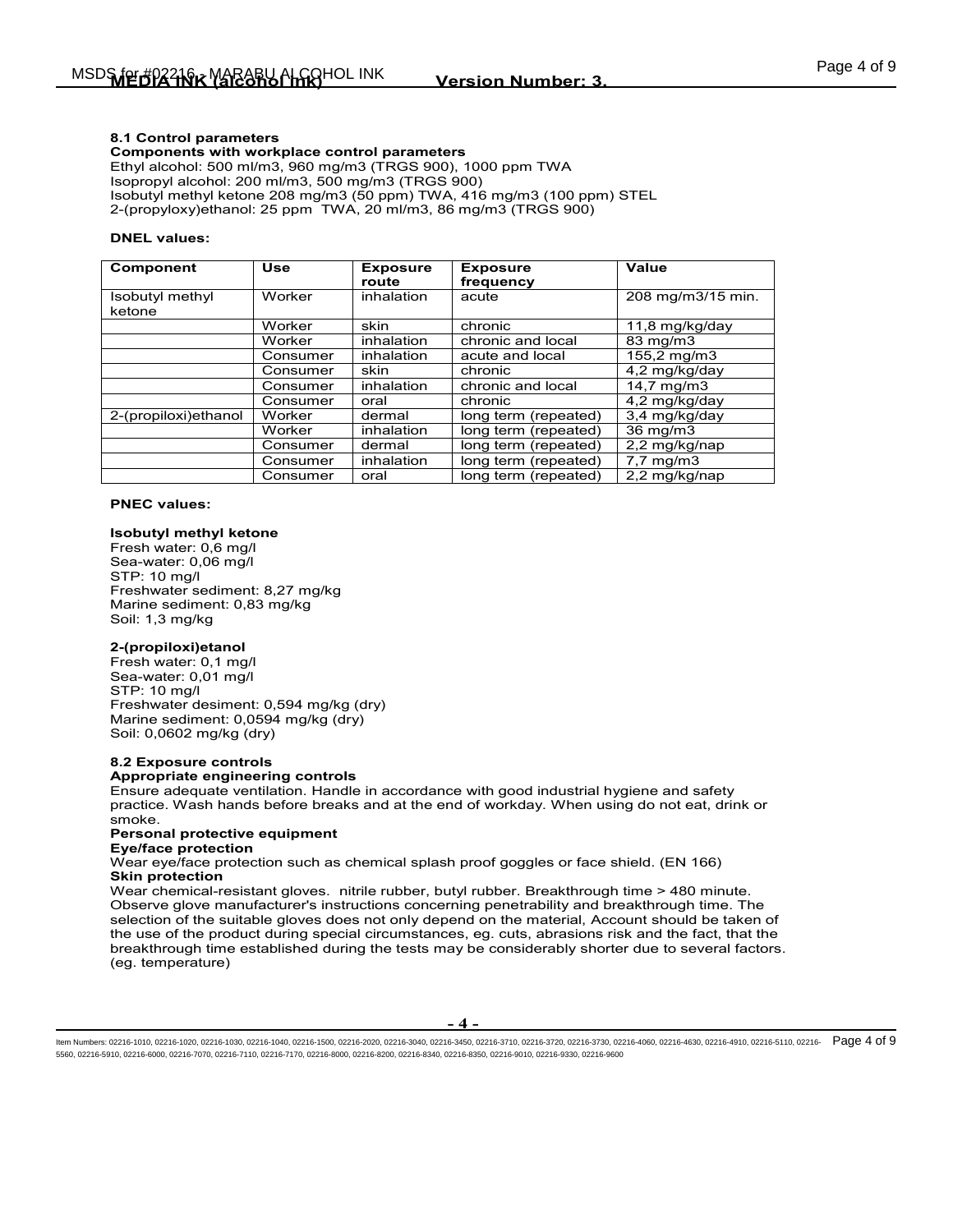**8.1 Control parameters**

**Components with workplace control parameters**

Ethyl alcohol: 500 ml/m3, 960 mg/m3 (TRGS 900), 1000 ppm TWA
Isopropyl alcohol: 200 ml/m3, 500 mg/m3 (TRGS 900)
Isobutyl methyl ketone 208 mg/m3 (50 ppm) TWA, 416 mg/m3 (100 ppm) STEL
2-(propyloxy)ethanol: 25 ppm TWA, 20 ml/m3, 86 mg/m3 (TRGS 900)

**DNEL values:**

| Component | Use | Exposure route | Exposure frequency | Value |
|---|---|---|---|---|
| Isobutyl methyl ketone | Worker | inhalation | acute | 208 mg/m3/15 min. |
| | Worker | skin | chronic | 11,8 mg/kg/day |
| | Worker | inhalation | chronic and local | 83 mg/m3 |
| | Consumer | inhalation | acute and local | 155,2 mg/m3 |
| | Consumer | skin | chronic | 4,2 mg/kg/day |
| | Consumer | inhalation | chronic and local | 14,7 mg/m3 |
| | Consumer | oral | chronic | 4,2 mg/kg/day |
| 2-(propiloxi)ethanol | Worker | dermal | long term (repeated) | 3,4 mg/kg/day |
| | Worker | inhalation | long term (repeated) | 36 mg/m3 |
| | Consumer | dermal | long term (repeated) | 2,2 mg/kg/nap |
| | Consumer | inhalation | long term (repeated) | 7,7 mg/m3 |
| | Consumer | oral | long term (repeated) | 2,2 mg/kg/nap |

**PNEC values:**

**Isobutyl methyl ketone**

Fresh water: 0,6 mg/l
Sea-water: 0,06 mg/l
STP: 10 mg/l
Freshwater sediment: 8,27 mg/kg
Marine sediment: 0,83 mg/kg
Soil: 1,3 mg/kg

**2-(propiloxi)etanol**

Fresh water: 0,1 mg/l
Sea-water: 0,01 mg/l
STP: 10 mg/l
Freshwater desiment: 0,594 mg/kg (dry)
Marine sediment: 0,0594 mg/kg (dry)
Soil: 0,0602 mg/kg (dry)

**8.2 Exposure controls**

**Appropriate engineering controls**

Ensure adequate ventilation. Handle in accordance with good industrial hygiene and safety practice. Wash hands before breaks and at the end of workday. When using do not eat, drink or smoke.

**Personal protective equipment**

**Eye/face protection**

Wear eye/face protection such as chemical splash proof goggles or face shield. (EN 166)

**Skin protection**

Wear chemical-resistant gloves. nitrile rubber, butyl rubber. Breakthrough time > 480 minute. Observe glove manufacturer's instructions concerning penetrability and breakthrough time. The selection of the suitable gloves does not only depend on the material, Account should be taken of the use of the product during special circumstances, eg. cuts, abrasions risk and the fact, that the breakthrough time established during the tests may be considerably shorter due to several factors. (eg. temperature)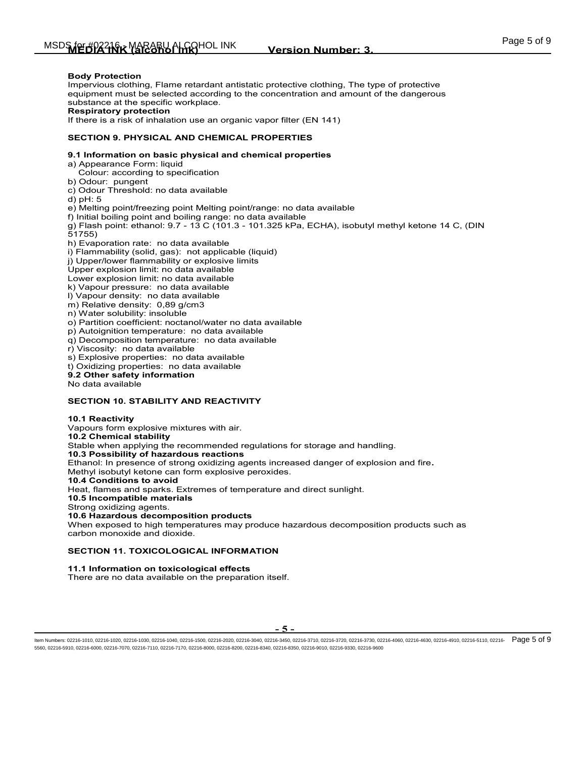**Body Protection**

Impervious clothing, Flame retardant antistatic protective clothing, The type of protective equipment must be selected according to the concentration and amount of the dangerous substance at the specific workplace.

**Respiratory protection**

If there is a risk of inhalation use an organic vapor filter (EN 141)

## SECTION 9. PHYSICAL AND CHEMICAL PROPERTIES

### 9.1 Information on basic physical and chemical properties

a) Appearance Form: liquid
   Colour: according to specification
b) Odour: pungent
c) Odour Threshold: no data available
d) pH: 5
e) Melting point/freezing point Melting point/range: no data available
f) Initial boiling point and boiling range: no data available
g) Flash point: ethanol: 9.7 - 13 C (101.3 - 101.325 kPa, ECHA), isobutyl methyl ketone 14 C, (DIN 51755)
h) Evaporation rate: no data available
i) Flammability (solid, gas): not applicable (liquid)
j) Upper/lower flammability or explosive limits
Upper explosion limit: no data available
Lower explosion limit: no data available
k) Vapour pressure: no data available
l) Vapour density: no data available
m) Relative density: 0,89 g/cm3
n) Water solubility: insoluble
o) Partition coefficient: noctanol/water no data available
p) Autoignition temperature: no data available
q) Decomposition temperature: no data available
r) Viscosity: no data available
s) Explosive properties: no data available
t) Oxidizing properties: no data available

### 9.2 Other safety information

No data available

## SECTION 10. STABILITY AND REACTIVITY

### 10.1 Reactivity

Vapours form explosive mixtures with air.

### 10.2 Chemical stability

Stable when applying the recommended regulations for storage and handling.

### 10.3 Possibility of hazardous reactions

Ethanol: In presence of strong oxidizing agents increased danger of explosion and fire.
Methyl isobutyl ketone can form explosive peroxides.

### 10.4 Conditions to avoid

Heat, flames and sparks. Extremes of temperature and direct sunlight.

### 10.5 Incompatible materials

Strong oxidizing agents.

### 10.6 Hazardous decomposition products

When exposed to high temperatures may produce hazardous decomposition products such as carbon monoxide and dioxide.

## SECTION 11. TOXICOLOGICAL INFORMATION

### 11.1 Information on toxicological effects

There are no data available on the preparation itself.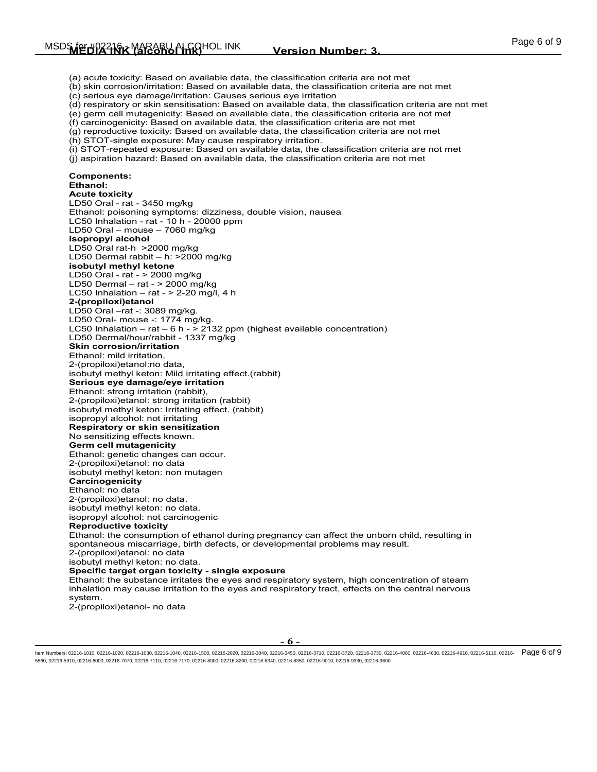(a) acute toxicity: Based on available data, the classification criteria are not met
(b) skin corrosion/irritation: Based on available data, the classification criteria are not met
(c) serious eye damage/irritation: Causes serious eye irritation
(d) respiratory or skin sensitisation: Based on available data, the classification criteria are not met
(e) germ cell mutagenicity: Based on available data, the classification criteria are not met
(f) carcinogenicity: Based on available data, the classification criteria are not met
(g) reproductive toxicity: Based on available data, the classification criteria are not met
(h) STOT-single exposure: May cause respiratory irritation.
(i) STOT-repeated exposure: Based on available data, the classification criteria are not met
(j) aspiration hazard: Based on available data, the classification criteria are not met

**Components:**
**Ethanol:**
**Acute toxicity**
LD50 Oral - rat - 3450 mg/kg
Ethanol: poisoning symptoms: dizziness, double vision, nausea
LC50 Inhalation - rat - 10 h - 20000 ppm
LD50 Oral – mouse – 7060 mg/kg
**isopropyl alcohol**
LD50 Oral rat-h >2000 mg/kg
LD50 Dermal rabbit – h: >2000 mg/kg
**isobutyl methyl ketone**
LD50 Oral - rat - > 2000 mg/kg
LD50 Dermal – rat - > 2000 mg/kg
LC50 Inhalation – rat - > 2-20 mg/l, 4 h
**2-(propiloxi)etanol**
LD50 Oral –rat -: 3089 mg/kg.
LD50 Oral- mouse -: 1774 mg/kg.
LC50 Inhalation – rat – 6 h - > 2132 ppm (highest available concentration)
LD50 Dermal/hour/rabbit - 1337 mg/kg
**Skin corrosion/irritation**
Ethanol: mild irritation,
2-(propiloxi)etanol:no data,
isobutyl methyl keton: Mild irritating effect.(rabbit)
**Serious eye damage/eye irritation**
Ethanol: strong irritation (rabbit),
2-(propiloxi)etanol: strong irritation (rabbit)
isobutyl methyl keton: Irritating effect. (rabbit)
isopropyl alcohol: not irritating
**Respiratory or skin sensitization**
No sensitizing effects known.
**Germ cell mutagenicity**
Ethanol: genetic changes can occur.
2-(propiloxi)etanol: no data
isobutyl methyl keton: non mutagen
**Carcinogenicity**
Ethanol: no data
2-(propiloxi)etanol: no data.
isobutyl methyl keton: no data.
isopropyl alcohol: not carcinogenic
**Reproductive toxicity**
Ethanol: the consumption of ethanol during pregnancy can affect the unborn child, resulting in spontaneous miscarriage, birth defects, or developmental problems may result.
2-(propiloxi)etanol: no data
isobutyl methyl keton: no data.
**Specific target organ toxicity - single exposure**
Ethanol: the substance irritates the eyes and respiratory system, high concentration of steam inhalation may cause irritation to the eyes and respiratory tract, effects on the central nervous system.
2-(propiloxi)etanol- no data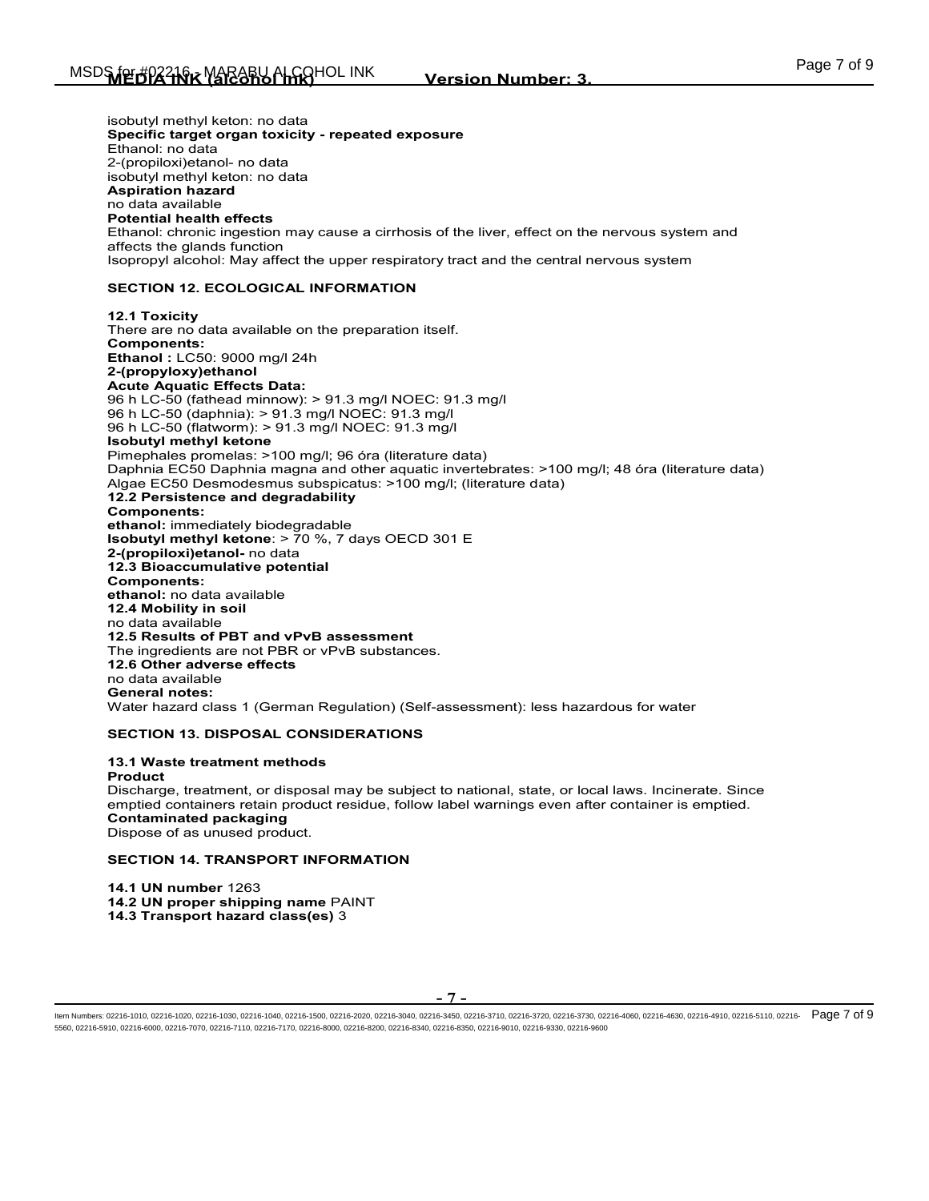isobutyl methyl keton: no data

**Specific target organ toxicity - repeated exposure**

Ethanol: no data
2-(propiloxi)etanol- no data
isobutyl methyl keton: no data

**Aspiration hazard**

no data available

**Potential health effects**

Ethanol: chronic ingestion may cause a cirrhosis of the liver, effect on the nervous system and affects the glands function
Isopropyl alcohol: May affect the upper respiratory tract and the central nervous system

## SECTION 12. ECOLOGICAL INFORMATION

**12.1 Toxicity**

There are no data available on the preparation itself.

**Components:**

**Ethanol :** LC50: 9000 mg/l 24h

**2-(propyloxy)ethanol**

**Acute Aquatic Effects Data:**

96 h LC-50 (fathead minnow): > 91.3 mg/l NOEC: 91.3 mg/l
96 h LC-50 (daphnia): > 91.3 mg/l NOEC: 91.3 mg/l
96 h LC-50 (flatworm): > 91.3 mg/l NOEC: 91.3 mg/l

**Isobutyl methyl ketone**

Pimephales promelas: >100 mg/l; 96 óra (literature data)
Daphnia EC50 Daphnia magna and other aquatic invertebrates: >100 mg/l; 48 óra (literature data)
Algae EC50 Desmodesmus subspicatus: >100 mg/l; (literature data)

**12.2 Persistence and degradability**

**Components:**

**ethanol:** immediately biodegradable
**Isobutyl methyl ketone**: > 70 %, 7 days OECD 301 E
**2-(propiloxi)etanol-** no data

**12.3 Bioaccumulative potential**

**Components:**

**ethanol:** no data available

**12.4 Mobility in soil**

no data available

**12.5 Results of PBT and vPvB assessment**

The ingredients are not PBR or vPvB substances.

**12.6 Other adverse effects**

no data available

**General notes:**

Water hazard class 1 (German Regulation) (Self-assessment): less hazardous for water

## SECTION 13. DISPOSAL CONSIDERATIONS

**13.1 Waste treatment methods**

**Product**

Discharge, treatment, or disposal may be subject to national, state, or local laws. Incinerate. Since emptied containers retain product residue, follow label warnings even after container is emptied.

**Contaminated packaging**

Dispose of as unused product.

## SECTION 14. TRANSPORT INFORMATION

**14.1 UN number** 1263
**14.2 UN proper shipping name** PAINT
**14.3 Transport hazard class(es)** 3

Item Numbers: 02216-1010, 02216-1020, 02216-1030, 02216-1040, 02216-1500, 02216-2020, 02216-3040, 02216-3450, 02216-3710, 02216-3720, 02216-3730, 02216-4060, 02216-4630, 02216-4910, 02216-5110, 02216-5560, 02216-5910, 02216-6000, 02216-7070, 02216-7110, 02216-7170, 02216-8000, 02216-8200, 02216-8340, 02216-8350, 02216-9010, 02216-9330, 02216-9600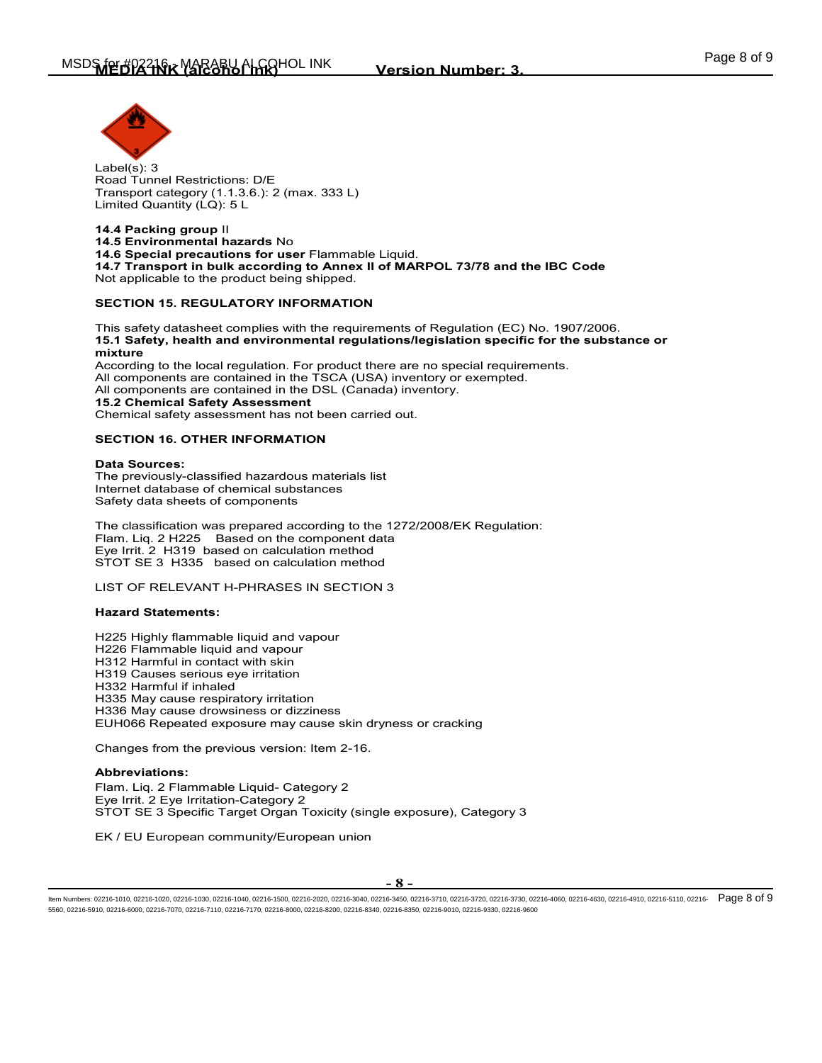Label(s): 3
Road Tunnel Restrictions: D/E
Transport category (1.1.3.6.): 2 (max. 333 L)
Limited Quantity (LQ): 5 L

**14.4 Packing group** II
**14.5 Environmental hazards** No
**14.6 Special precautions for user** Flammable Liquid.
**14.7 Transport in bulk according to Annex II of MARPOL 73/78 and the IBC Code**
Not applicable to the product being shipped.

## SECTION 15. REGULATORY INFORMATION

This safety datasheet complies with the requirements of Regulation (EC) No. 1907/2006.
**15.1 Safety, health and environmental regulations/legislation specific for the substance or mixture**
According to the local regulation. For product there are no special requirements.
All components are contained in the TSCA (USA) inventory or exempted.
All components are contained in the DSL (Canada) inventory.
**15.2 Chemical Safety Assessment**
Chemical safety assessment has not been carried out.

## SECTION 16. OTHER INFORMATION

**Data Sources:**
The previously-classified hazardous materials list
Internet database of chemical substances
Safety data sheets of components

The classification was prepared according to the 1272/2008/EK Regulation:
Flam. Liq. 2 H225 Based on the component data
Eye Irrit. 2 H319 based on calculation method
STOT SE 3 H335 based on calculation method

LIST OF RELEVANT H-PHRASES IN SECTION 3

**Hazard Statements:**

H225 Highly flammable liquid and vapour
H226 Flammable liquid and vapour
H312 Harmful in contact with skin
H319 Causes serious eye irritation
H332 Harmful if inhaled
H335 May cause respiratory irritation
H336 May cause drowsiness or dizziness
EUH066 Repeated exposure may cause skin dryness or cracking

Changes from the previous version: Item 2-16.

**Abbreviations:**
Flam. Liq. 2 Flammable Liquid- Category 2
Eye Irrit. 2 Eye Irritation-Category 2
STOT SE 3 Specific Target Organ Toxicity (single exposure), Category 3

EK / EU European community/European union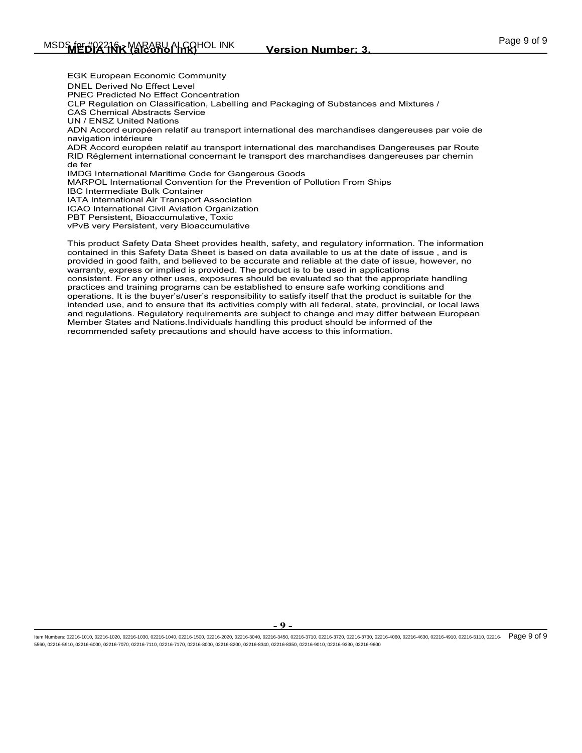EGK European Economic Community
DNEL Derived No Effect Level
PNEC Predicted No Effect Concentration
CLP Regulation on Classification, Labelling and Packaging of Substances and Mixtures /
CAS Chemical Abstracts Service
UN / ENSZ United Nations
ADN Accord européen relatif au transport international des marchandises dangereuses par voie de navigation intérieure
ADR Accord européen relatif au transport international des marchandises Dangereuses par Route
RID Réglement international concernant le transport des marchandises dangereuses par chemin de fer
IMDG International Maritime Code for Gangerous Goods
MARPOL International Convention for the Prevention of Pollution From Ships
IBC Intermediate Bulk Container
IATA International Air Transport Association
ICAO International Civil Aviation Organization
PBT Persistent, Bioaccumulative, Toxic
vPvB very Persistent, very Bioaccumulative

This product Safety Data Sheet provides health, safety, and regulatory information. The information contained in this Safety Data Sheet is based on data available to us at the date of issue , and is provided in good faith, and believed to be accurate and reliable at the date of issue, however, no warranty, express or implied is provided. The product is to be used in applications consistent. For any other uses, exposures should be evaluated so that the appropriate handling practices and training programs can be established to ensure safe working conditions and operations. It is the buyer's/user's responsibility to satisfy itself that the product is suitable for the intended use, and to ensure that its activities comply with all federal, state, provincial, or local laws and regulations. Regulatory requirements are subject to change and may differ between European Member States and Nations.Individuals handling this product should be informed of the recommended safety precautions and should have access to this information.